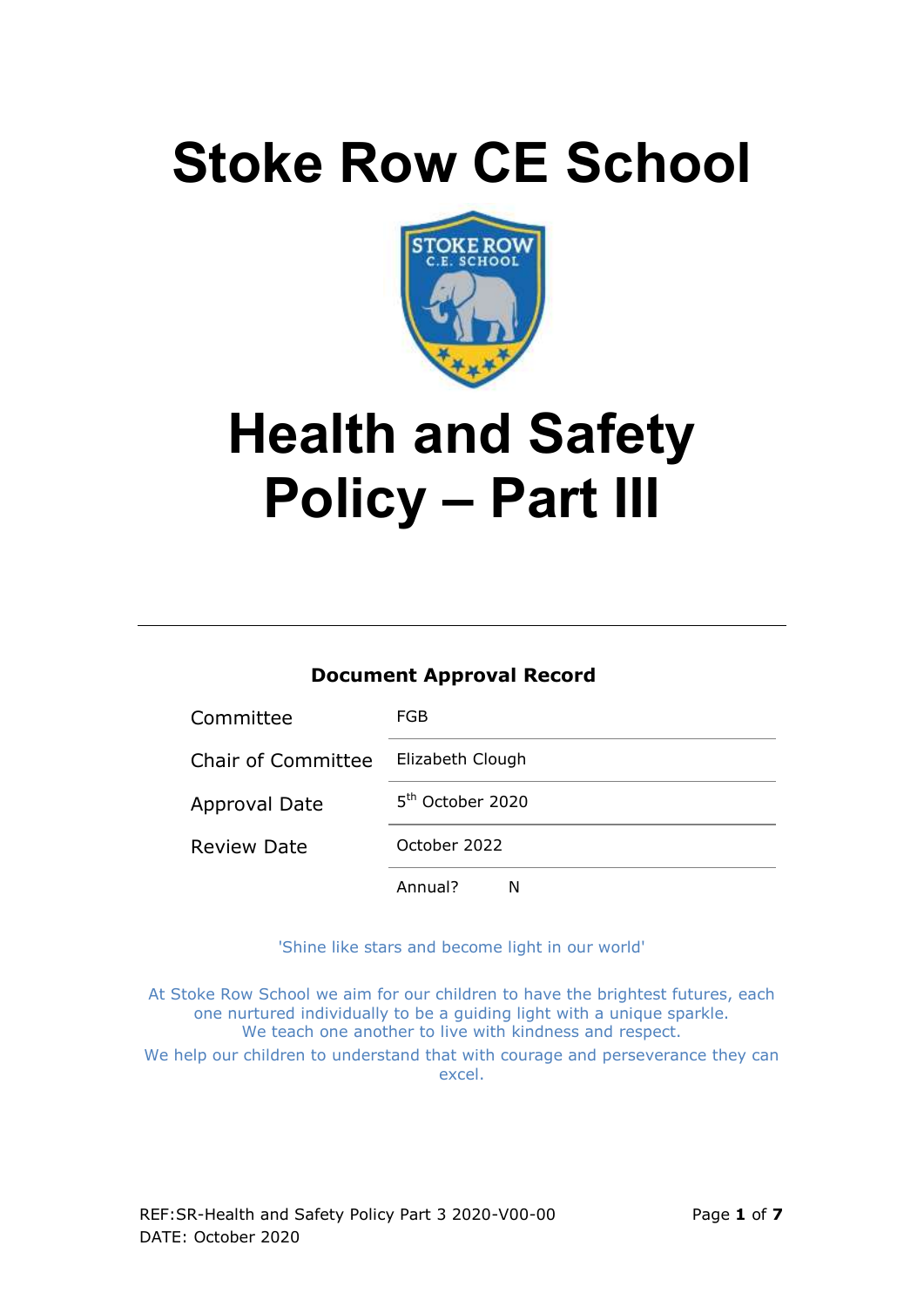# Stoke Row CE School

# Health and Safety Policy – Part III

---

**Document Approval Record**

| | |
|---|---|
| Committee | FGB |
| Chair of Committee | Elizabeth Clough |
| Approval Date | 5th October 2020 |
| Review Date | October 2022 |
| | Annual? N |

'Shine like stars and become light in our world'

At Stoke Row School we aim for our children to have the brightest futures, each one nurtured individually to be a guiding light with a unique sparkle.
We teach one another to live with kindness and respect.
We help our children to understand that with courage and perseverance they can excel.

REF:SR-Health and Safety Policy Part 3 2020-V00-00
DATE: October 2020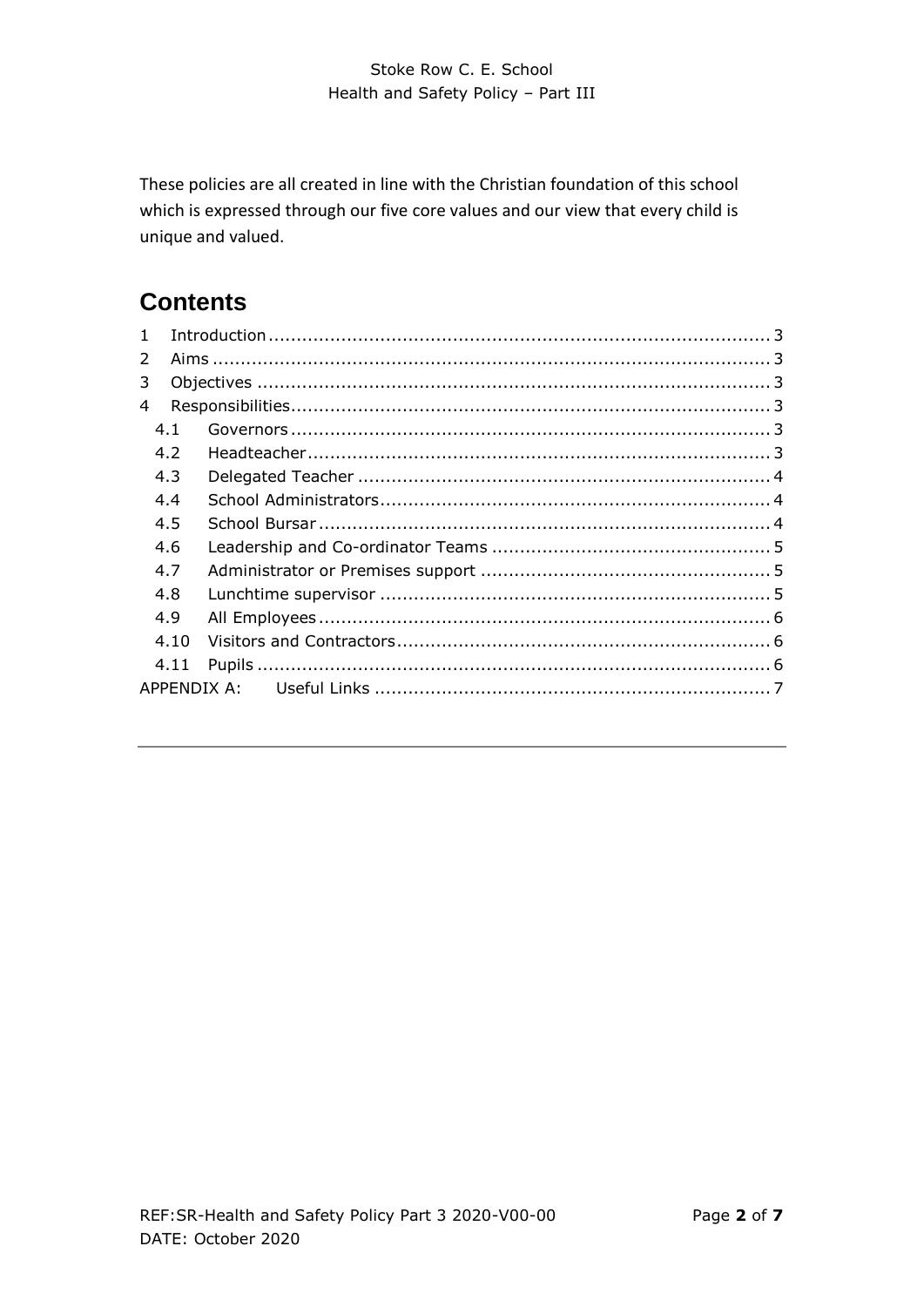These policies are all created in line with the Christian foundation of this school which is expressed through our five core values and our view that every child is unique and valued.

# Contents

1 Introduction ........ 3
2 Aims ........ 3
3 Objectives ........ 3
4 Responsibilities ........ 3
  4.1 Governors ........ 3
  4.2 Headteacher ........ 3
  4.3 Delegated Teacher ........ 4
  4.4 School Administrators ........ 4
  4.5 School Bursar ........ 4
  4.6 Leadership and Co-ordinator Teams ........ 5
  4.7 Administrator or Premises support ........ 5
  4.8 Lunchtime supervisor ........ 5
  4.9 All Employees ........ 6
  4.10 Visitors and Contractors ........ 6
  4.11 Pupils ........ 6
APPENDIX A: Useful Links ........ 7

---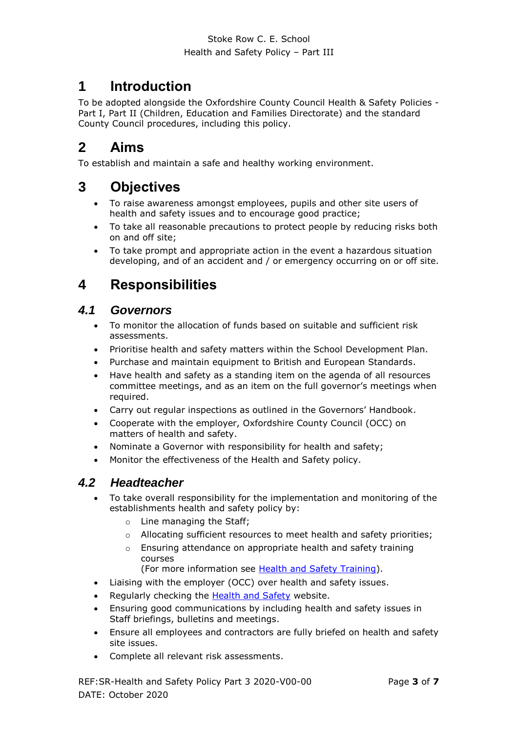# 1 Introduction

To be adopted alongside the Oxfordshire County Council Health & Safety Policies - Part I, Part II (Children, Education and Families Directorate) and the standard County Council procedures, including this policy.

# 2 Aims

To establish and maintain a safe and healthy working environment.

# 3 Objectives

- To raise awareness amongst employees, pupils and other site users of health and safety issues and to encourage good practice;
- To take all reasonable precautions to protect people by reducing risks both on and off site;
- To take prompt and appropriate action in the event a hazardous situation developing, and of an accident and / or emergency occurring on or off site.

# 4 Responsibilities

## *4.1 Governors*

- To monitor the allocation of funds based on suitable and sufficient risk assessments.
- Prioritise health and safety matters within the School Development Plan.
- Purchase and maintain equipment to British and European Standards.
- Have health and safety as a standing item on the agenda of all resources committee meetings, and as an item on the full governor's meetings when required.
- Carry out regular inspections as outlined in the Governors' Handbook.
- Cooperate with the employer, Oxfordshire County Council (OCC) on matters of health and safety.
- Nominate a Governor with responsibility for health and safety;
- Monitor the effectiveness of the Health and Safety policy.

## *4.2 Headteacher*

- To take overall responsibility for the implementation and monitoring of the establishments health and safety policy by:
  - Line managing the Staff;
  - Allocating sufficient resources to meet health and safety priorities;
  - Ensuring attendance on appropriate health and safety training courses
    (For more information see Health and Safety Training).
- Liaising with the employer (OCC) over health and safety issues.
- Regularly checking the Health and Safety website.
- Ensuring good communications by including health and safety issues in Staff briefings, bulletins and meetings.
- Ensure all employees and contractors are fully briefed on health and safety site issues.
- Complete all relevant risk assessments.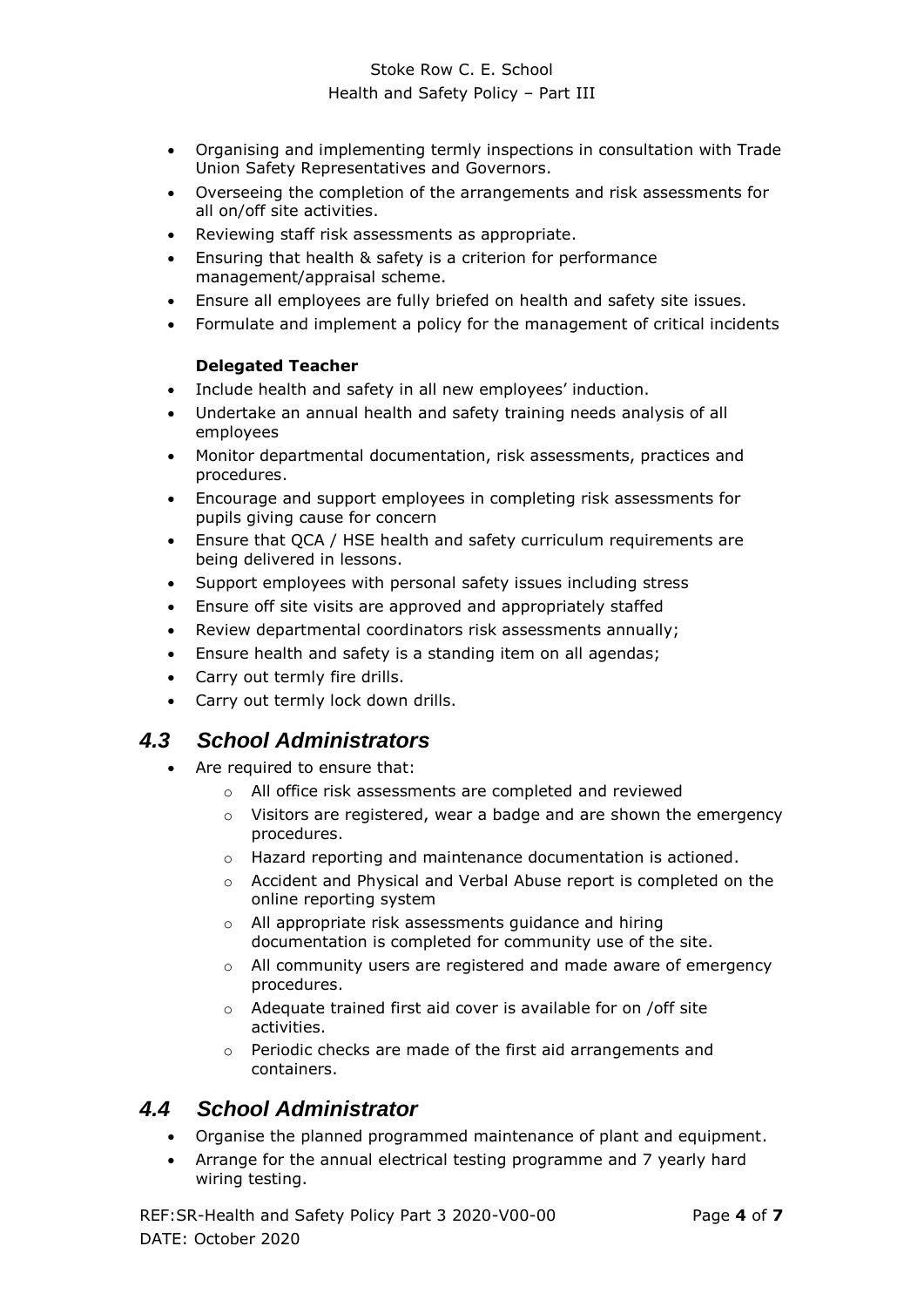- Organising and implementing termly inspections in consultation with Trade Union Safety Representatives and Governors.
- Overseeing the completion of the arrangements and risk assessments for all on/off site activities.
- Reviewing staff risk assessments as appropriate.
- Ensuring that health & safety is a criterion for performance management/appraisal scheme.
- Ensure all employees are fully briefed on health and safety site issues.
- Formulate and implement a policy for the management of critical incidents

**Delegated Teacher**

- Include health and safety in all new employees' induction.
- Undertake an annual health and safety training needs analysis of all employees
- Monitor departmental documentation, risk assessments, practices and procedures.
- Encourage and support employees in completing risk assessments for pupils giving cause for concern
- Ensure that QCA / HSE health and safety curriculum requirements are being delivered in lessons.
- Support employees with personal safety issues including stress
- Ensure off site visits are approved and appropriately staffed
- Review departmental coordinators risk assessments annually;
- Ensure health and safety is a standing item on all agendas;
- Carry out termly fire drills.
- Carry out termly lock down drills.

## *4.3 School Administrators*

- Are required to ensure that:
  - All office risk assessments are completed and reviewed
  - Visitors are registered, wear a badge and are shown the emergency procedures.
  - Hazard reporting and maintenance documentation is actioned.
  - Accident and Physical and Verbal Abuse report is completed on the online reporting system
  - All appropriate risk assessments guidance and hiring documentation is completed for community use of the site.
  - All community users are registered and made aware of emergency procedures.
  - Adequate trained first aid cover is available for on /off site activities.
  - Periodic checks are made of the first aid arrangements and containers.

## *4.4 School Administrator*

- Organise the planned programmed maintenance of plant and equipment.
- Arrange for the annual electrical testing programme and 7 yearly hard wiring testing.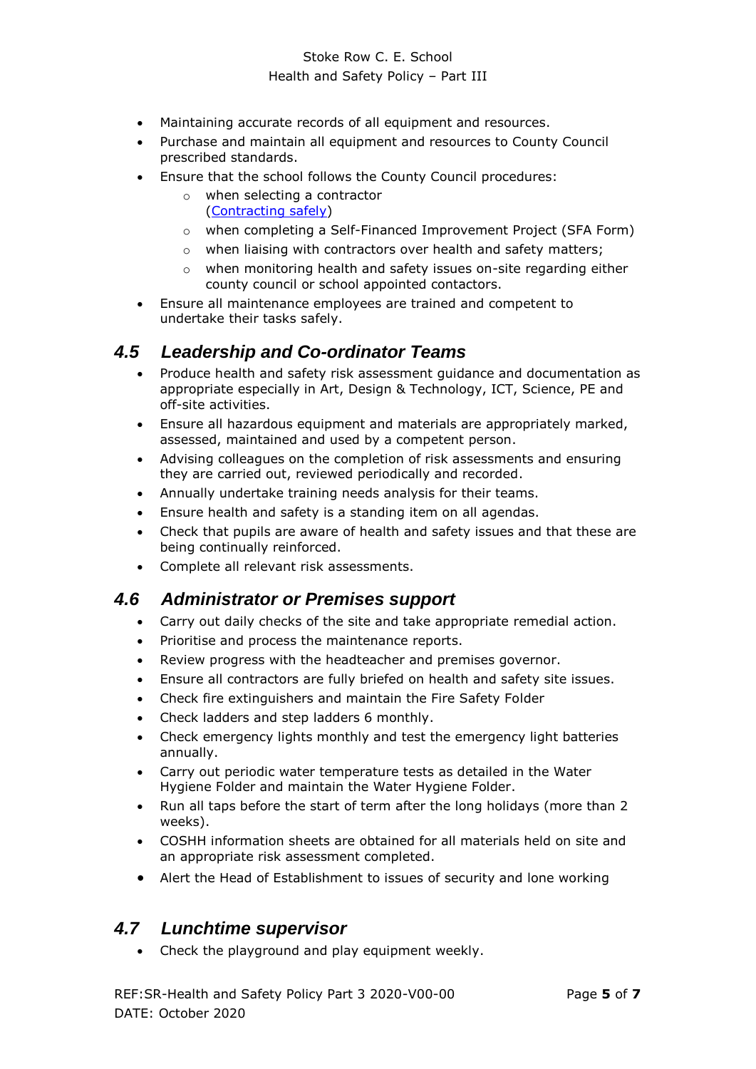- Maintaining accurate records of all equipment and resources.
- Purchase and maintain all equipment and resources to County Council prescribed standards.
- Ensure that the school follows the County Council procedures:
  - when selecting a contractor ([Contracting safely](#))
  - when completing a Self-Financed Improvement Project (SFA Form)
  - when liaising with contractors over health and safety matters;
  - when monitoring health and safety issues on-site regarding either county council or school appointed contactors.
- Ensure all maintenance employees are trained and competent to undertake their tasks safely.

## *4.5 Leadership and Co-ordinator Teams*

- Produce health and safety risk assessment guidance and documentation as appropriate especially in Art, Design & Technology, ICT, Science, PE and off-site activities.
- Ensure all hazardous equipment and materials are appropriately marked, assessed, maintained and used by a competent person.
- Advising colleagues on the completion of risk assessments and ensuring they are carried out, reviewed periodically and recorded.
- Annually undertake training needs analysis for their teams.
- Ensure health and safety is a standing item on all agendas.
- Check that pupils are aware of health and safety issues and that these are being continually reinforced.
- Complete all relevant risk assessments.

## *4.6 Administrator or Premises support*

- Carry out daily checks of the site and take appropriate remedial action.
- Prioritise and process the maintenance reports.
- Review progress with the headteacher and premises governor.
- Ensure all contractors are fully briefed on health and safety site issues.
- Check fire extinguishers and maintain the Fire Safety Folder
- Check ladders and step ladders 6 monthly.
- Check emergency lights monthly and test the emergency light batteries annually.
- Carry out periodic water temperature tests as detailed in the Water Hygiene Folder and maintain the Water Hygiene Folder.
- Run all taps before the start of term after the long holidays (more than 2 weeks).
- COSHH information sheets are obtained for all materials held on site and an appropriate risk assessment completed.
- Alert the Head of Establishment to issues of security and lone working

## *4.7 Lunchtime supervisor*

- Check the playground and play equipment weekly.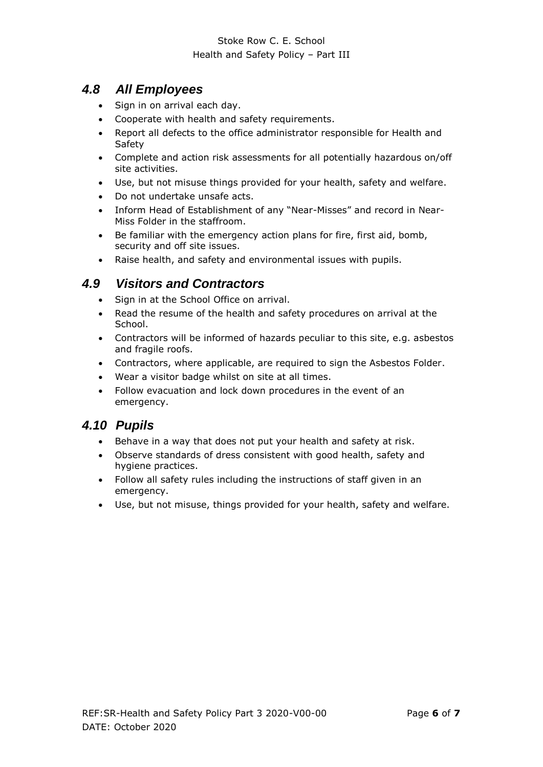## 4.8 All Employees

- Sign in on arrival each day.
- Cooperate with health and safety requirements.
- Report all defects to the office administrator responsible for Health and Safety
- Complete and action risk assessments for all potentially hazardous on/off site activities.
- Use, but not misuse things provided for your health, safety and welfare.
- Do not undertake unsafe acts.
- Inform Head of Establishment of any "Near-Misses" and record in Near-Miss Folder in the staffroom.
- Be familiar with the emergency action plans for fire, first aid, bomb, security and off site issues.
- Raise health, and safety and environmental issues with pupils.

## 4.9 Visitors and Contractors

- Sign in at the School Office on arrival.
- Read the resume of the health and safety procedures on arrival at the School.
- Contractors will be informed of hazards peculiar to this site, e.g. asbestos and fragile roofs.
- Contractors, where applicable, are required to sign the Asbestos Folder.
- Wear a visitor badge whilst on site at all times.
- Follow evacuation and lock down procedures in the event of an emergency.

## 4.10 Pupils

- Behave in a way that does not put your health and safety at risk.
- Observe standards of dress consistent with good health, safety and hygiene practices.
- Follow all safety rules including the instructions of staff given in an emergency.
- Use, but not misuse, things provided for your health, safety and welfare.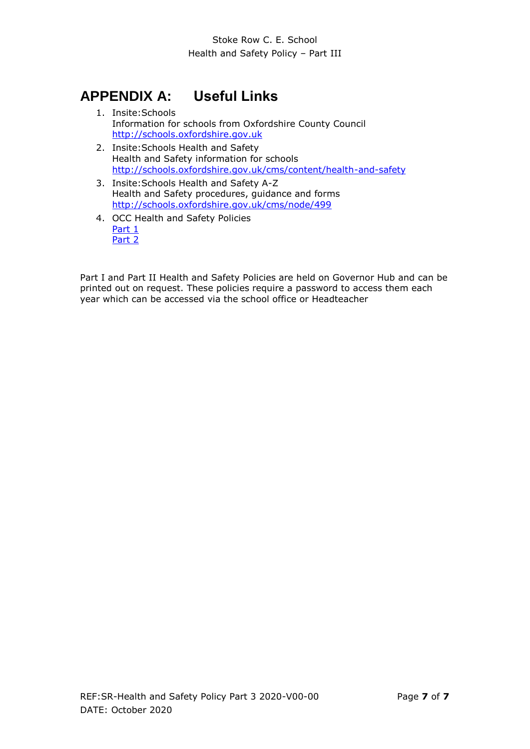## APPENDIX A: Useful Links

1. Insite:Schools
   Information for schools from Oxfordshire County Council
   [http://schools.oxfordshire.gov.uk](http://schools.oxfordshire.gov.uk)
2. Insite:Schools Health and Safety
   Health and Safety information for schools
   [http://schools.oxfordshire.gov.uk/cms/content/health-and-safety](http://schools.oxfordshire.gov.uk/cms/content/health-and-safety)
3. Insite:Schools Health and Safety A-Z
   Health and Safety procedures, guidance and forms
   [http://schools.oxfordshire.gov.uk/cms/node/499](http://schools.oxfordshire.gov.uk/cms/node/499)
4. OCC Health and Safety Policies
   Part 1
   Part 2

Part I and Part II Health and Safety Policies are held on Governor Hub and can be printed out on request. These policies require a password to access them each year which can be accessed via the school office or Headteacher